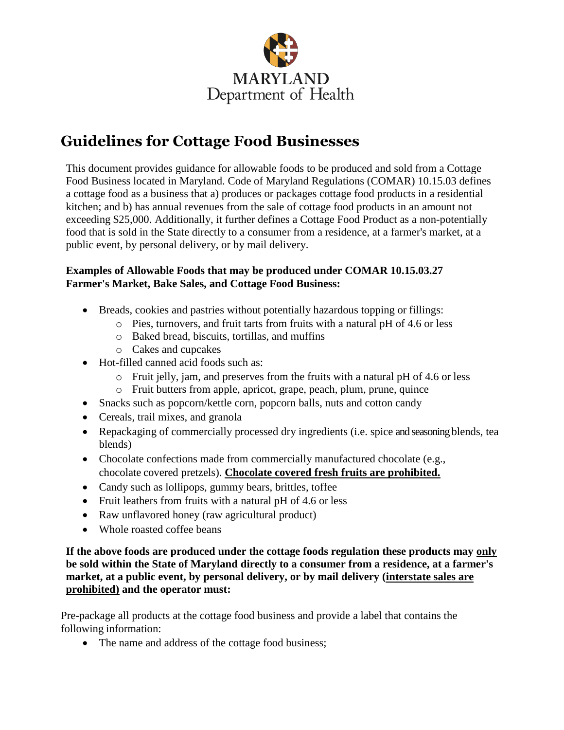MARYLAND
Department of Health

# Guidelines for Cottage Food Businesses

This document provides guidance for allowable foods to be produced and sold from a Cottage Food Business located in Maryland. Code of Maryland Regulations (COMAR) 10.15.03 defines a cottage food as a business that a) produces or packages cottage food products in a residential kitchen; and b) has annual revenues from the sale of cottage food products in an amount not exceeding $25,000. Additionally, it further defines a Cottage Food Product as a non-potentially food that is sold in the State directly to a consumer from a residence, at a farmer's market, at a public event, by personal delivery, or by mail delivery.

**Examples of Allowable Foods that may be produced under COMAR 10.15.03.27 Farmer's Market, Bake Sales, and Cottage Food Business:**

- Breads, cookies and pastries without potentially hazardous topping or fillings:
  - Pies, turnovers, and fruit tarts from fruits with a natural pH of 4.6 or less
  - Baked bread, biscuits, tortillas, and muffins
  - Cakes and cupcakes
- Hot-filled canned acid foods such as:
  - Fruit jelly, jam, and preserves from the fruits with a natural pH of 4.6 or less
  - Fruit butters from apple, apricot, grape, peach, plum, prune, quince
- Snacks such as popcorn/kettle corn, popcorn balls, nuts and cotton candy
- Cereals, trail mixes, and granola
- Repackaging of commercially processed dry ingredients (i.e. spice and seasoning blends, tea blends)
- Chocolate confections made from commercially manufactured chocolate (e.g., chocolate covered pretzels). <u>**Chocolate covered fresh fruits are prohibited.**</u>
- Candy such as lollipops, gummy bears, brittles, toffee
- Fruit leathers from fruits with a natural pH of 4.6 or less
- Raw unflavored honey (raw agricultural product)
- Whole roasted coffee beans

**If the above foods are produced under the cottage foods regulation these products may <u>only</u> be sold within the State of Maryland directly to a consumer from a residence, at a farmer's market, at a public event, by personal delivery, or by mail delivery (<u>interstate sales are prohibited)</u> and the operator must:**

Pre-package all products at the cottage food business and provide a label that contains the following information:

- The name and address of the cottage food business;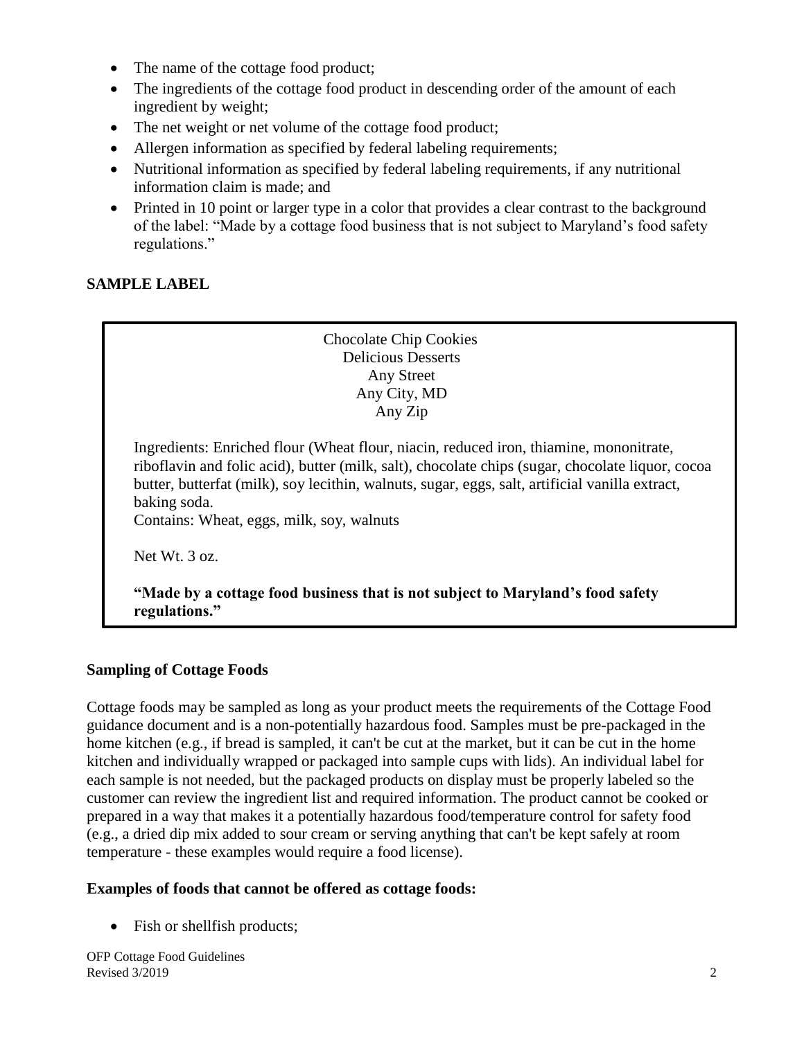- The name of the cottage food product;
- The ingredients of the cottage food product in descending order of the amount of each ingredient by weight;
- The net weight or net volume of the cottage food product;
- Allergen information as specified by federal labeling requirements;
- Nutritional information as specified by federal labeling requirements, if any nutritional information claim is made; and
- Printed in 10 point or larger type in a color that provides a clear contrast to the background of the label: "Made by a cottage food business that is not subject to Maryland's food safety regulations."

**SAMPLE LABEL**

Chocolate Chip Cookies
Delicious Desserts
Any Street
Any City, MD
Any Zip

Ingredients: Enriched flour (Wheat flour, niacin, reduced iron, thiamine, mononitrate, riboflavin and folic acid), butter (milk, salt), chocolate chips (sugar, chocolate liquor, cocoa butter, butterfat (milk), soy lecithin, walnuts, sugar, eggs, salt, artificial vanilla extract, baking soda.
Contains: Wheat, eggs, milk, soy, walnuts

Net Wt. 3 oz.

**"Made by a cottage food business that is not subject to Maryland's food safety regulations."**

**Sampling of Cottage Foods**

Cottage foods may be sampled as long as your product meets the requirements of the Cottage Food guidance document and is a non-potentially hazardous food. Samples must be pre-packaged in the home kitchen (e.g., if bread is sampled, it can't be cut at the market, but it can be cut in the home kitchen and individually wrapped or packaged into sample cups with lids). An individual label for each sample is not needed, but the packaged products on display must be properly labeled so the customer can review the ingredient list and required information. The product cannot be cooked or prepared in a way that makes it a potentially hazardous food/temperature control for safety food (e.g., a dried dip mix added to sour cream or serving anything that can't be kept safely at room temperature - these examples would require a food license).

**Examples of foods that cannot be offered as cottage foods:**

- Fish or shellfish products;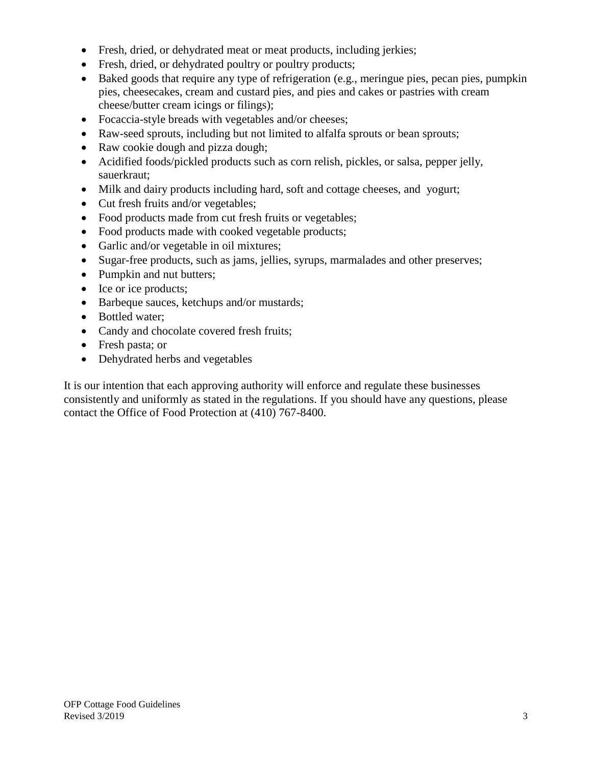- Fresh, dried, or dehydrated meat or meat products, including jerkies;
- Fresh, dried, or dehydrated poultry or poultry products;
- Baked goods that require any type of refrigeration (e.g., meringue pies, pecan pies, pumpkin pies, cheesecakes, cream and custard pies, and pies and cakes or pastries with cream cheese/butter cream icings or filings);
- Focaccia-style breads with vegetables and/or cheeses;
- Raw-seed sprouts, including but not limited to alfalfa sprouts or bean sprouts;
- Raw cookie dough and pizza dough;
- Acidified foods/pickled products such as corn relish, pickles, or salsa, pepper jelly, sauerkraut;
- Milk and dairy products including hard, soft and cottage cheeses, and yogurt;
- Cut fresh fruits and/or vegetables;
- Food products made from cut fresh fruits or vegetables;
- Food products made with cooked vegetable products;
- Garlic and/or vegetable in oil mixtures;
- Sugar-free products, such as jams, jellies, syrups, marmalades and other preserves;
- Pumpkin and nut butters;
- Ice or ice products;
- Barbeque sauces, ketchups and/or mustards;
- Bottled water;
- Candy and chocolate covered fresh fruits;
- Fresh pasta; or
- Dehydrated herbs and vegetables

It is our intention that each approving authority will enforce and regulate these businesses consistently and uniformly as stated in the regulations. If you should have any questions, please contact the Office of Food Protection at (410) 767-8400.